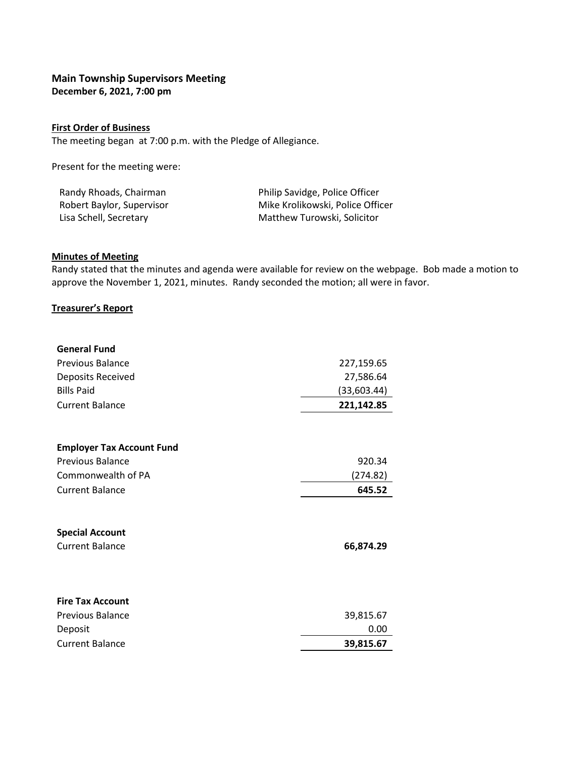# Main Township Supervisors Meeting

**December 6, 2021, 7:00 pm**

## First Order of Business

The meeting began at 7:00 p.m. with the Pledge of Allegiance.

Present for the meeting were:

| | |
|---|---|
| Randy Rhoads, Chairman | Philip Savidge, Police Officer |
| Robert Baylor, Supervisor | Mike Krolikowski, Police Officer |
| Lisa Schell, Secretary | Matthew Turowski, Solicitor |

## Minutes of Meeting

Randy stated that the minutes and agenda were available for review on the webpage. Bob made a motion to approve the November 1, 2021, minutes. Randy seconded the motion; all were in favor.

## Treasurer's Report

| **General Fund** | |
|---|---|
| Previous Balance | 227,159.65 |
| Deposits Received | 27,586.64 |
| Bills Paid | (33,603.44) |
| Current Balance | **221,142.85** |

| **Employer Tax Account Fund** | |
|---|---|
| Previous Balance | 920.34 |
| Commonwealth of PA | (274.82) |
| Current Balance | **645.52** |

| **Special Account** | |
|---|---|
| Current Balance | **66,874.29** |

| **Fire Tax Account** | |
|---|---|
| Previous Balance | 39,815.67 |
| Deposit | 0.00 |
| Current Balance | **39,815.67** |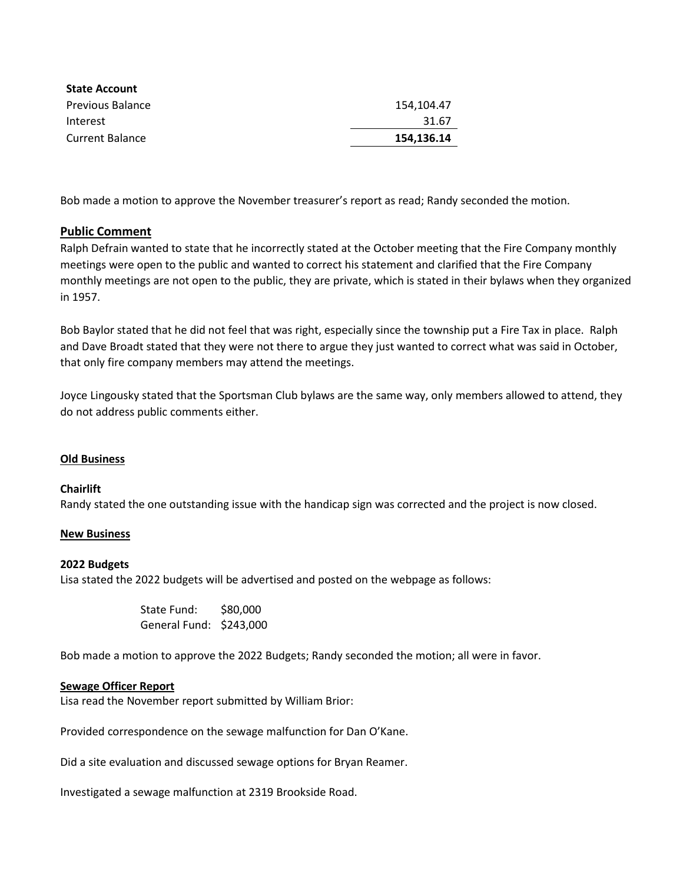| **State Account** | |
|---|---|
| Previous Balance | 154,104.47 |
| Interest | 31.67 |
| Current Balance | **154,136.14** |

Bob made a motion to approve the November treasurer's report as read; Randy seconded the motion.

## Public Comment

Ralph Defrain wanted to state that he incorrectly stated at the October meeting that the Fire Company monthly meetings were open to the public and wanted to correct his statement and clarified that the Fire Company monthly meetings are not open to the public, they are private, which is stated in their bylaws when they organized in 1957.

Bob Baylor stated that he did not feel that was right, especially since the township put a Fire Tax in place. Ralph and Dave Broadt stated that they were not there to argue they just wanted to correct what was said in October, that only fire company members may attend the meetings.

Joyce Lingousky stated that the Sportsman Club bylaws are the same way, only members allowed to attend, they do not address public comments either.

## Old Business

**Chairlift**

Randy stated the one outstanding issue with the handicap sign was corrected and the project is now closed.

## New Business

**2022 Budgets**

Lisa stated the 2022 budgets will be advertised and posted on the webpage as follows:

State Fund: $80,000
General Fund: $243,000

Bob made a motion to approve the 2022 Budgets; Randy seconded the motion; all were in favor.

## Sewage Officer Report

Lisa read the November report submitted by William Brior:

Provided correspondence on the sewage malfunction for Dan O'Kane.

Did a site evaluation and discussed sewage options for Bryan Reamer.

Investigated a sewage malfunction at 2319 Brookside Road.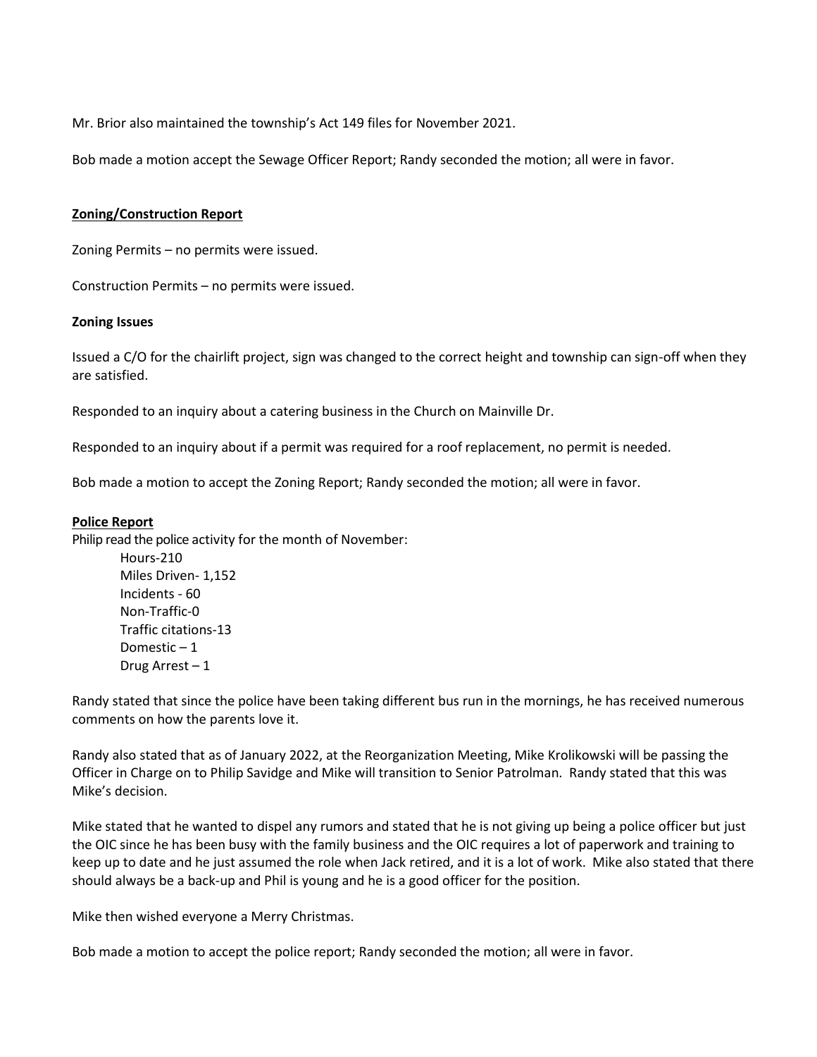Mr. Brior also maintained the township's Act 149 files for November 2021.

Bob made a motion accept the Sewage Officer Report; Randy seconded the motion; all were in favor.

## Zoning/Construction Report

Zoning Permits – no permits were issued.

Construction Permits – no permits were issued.

**Zoning Issues**

Issued a C/O for the chairlift project, sign was changed to the correct height and township can sign-off when they are satisfied.

Responded to an inquiry about a catering business in the Church on Mainville Dr.

Responded to an inquiry about if a permit was required for a roof replacement, no permit is needed.

Bob made a motion to accept the Zoning Report; Randy seconded the motion; all were in favor.

## Police Report

Philip read the police activity for the month of November:

- Hours-210
- Miles Driven- 1,152
- Incidents - 60
- Non-Traffic-0
- Traffic citations-13
- Domestic – 1
- Drug Arrest – 1

Randy stated that since the police have been taking different bus run in the mornings, he has received numerous comments on how the parents love it.

Randy also stated that as of January 2022, at the Reorganization Meeting, Mike Krolikowski will be passing the Officer in Charge on to Philip Savidge and Mike will transition to Senior Patrolman. Randy stated that this was Mike's decision.

Mike stated that he wanted to dispel any rumors and stated that he is not giving up being a police officer but just the OIC since he has been busy with the family business and the OIC requires a lot of paperwork and training to keep up to date and he just assumed the role when Jack retired, and it is a lot of work. Mike also stated that there should always be a back-up and Phil is young and he is a good officer for the position.

Mike then wished everyone a Merry Christmas.

Bob made a motion to accept the police report; Randy seconded the motion; all were in favor.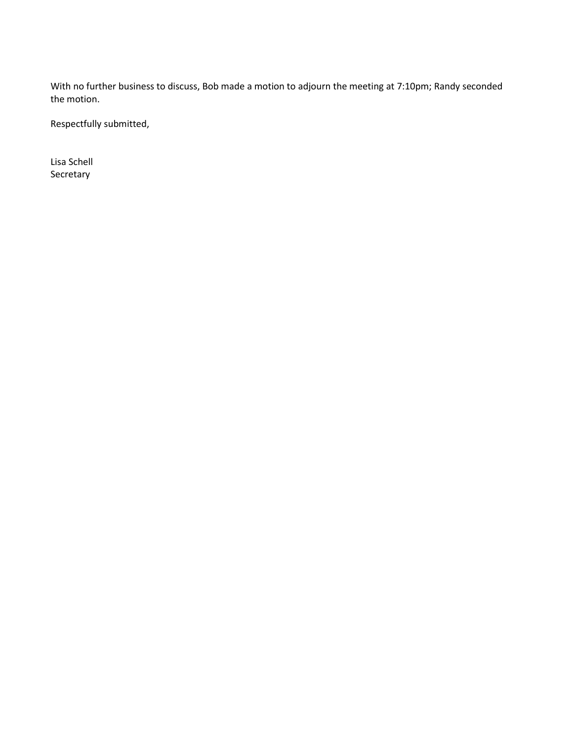With no further business to discuss, Bob made a motion to adjourn the meeting at 7:10pm; Randy seconded the motion.

Respectfully submitted,

Lisa Schell
Secretary